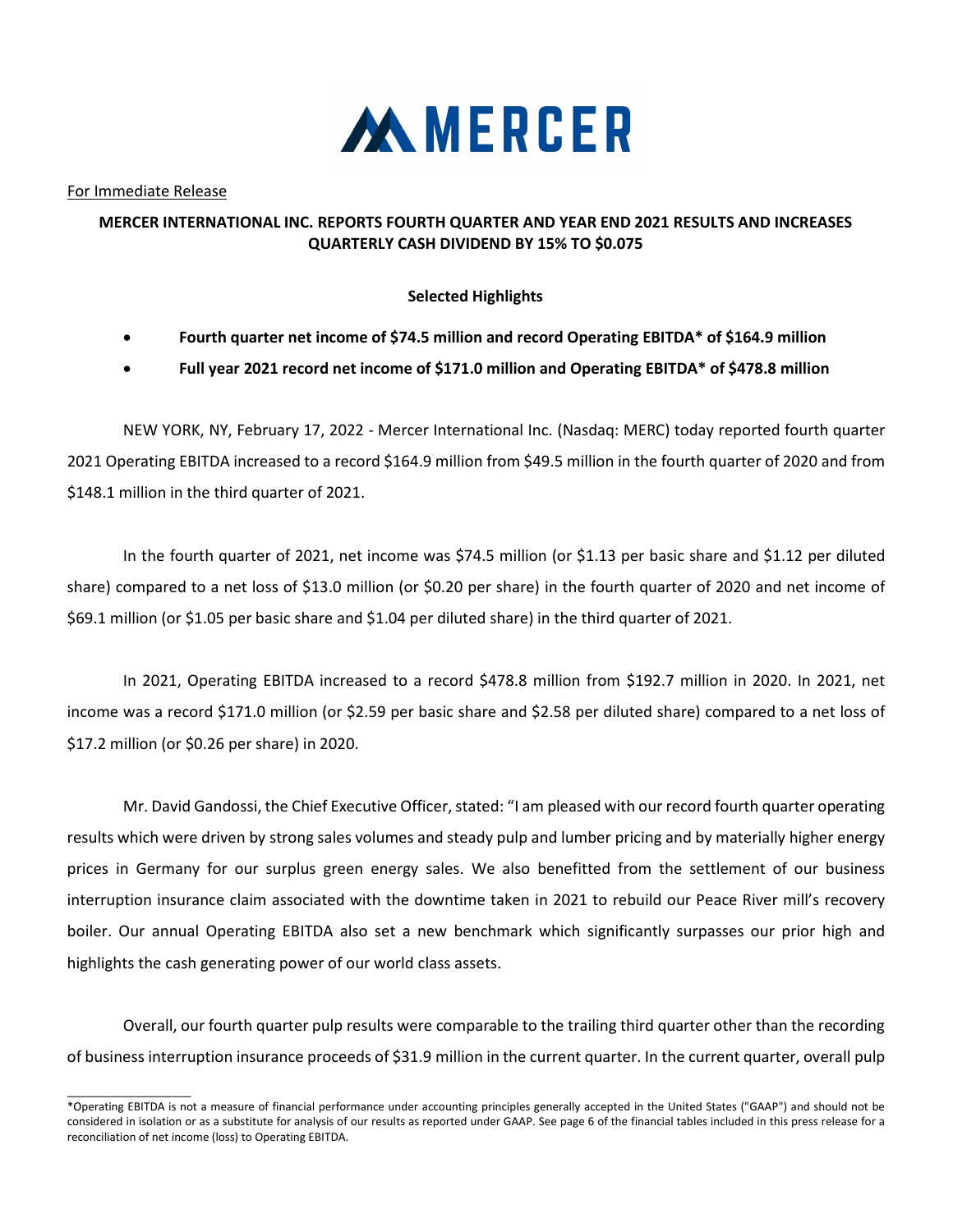MERCER

For Immediate Release

**MERCER INTERNATIONAL INC. REPORTS FOURTH QUARTER AND YEAR END 2021 RESULTS AND INCREASES QUARTERLY CASH DIVIDEND BY 15% TO $0.075**

**Selected Highlights**

- **Fourth quarter net income of $74.5 million and record Operating EBITDA* of $164.9 million**
- **Full year 2021 record net income of $171.0 million and Operating EBITDA* of $478.8 million**

NEW YORK, NY, February 17, 2022 - Mercer International Inc. (Nasdaq: MERC) today reported fourth quarter 2021 Operating EBITDA increased to a record $164.9 million from $49.5 million in the fourth quarter of 2020 and from $148.1 million in the third quarter of 2021.

In the fourth quarter of 2021, net income was $74.5 million (or $1.13 per basic share and $1.12 per diluted share) compared to a net loss of $13.0 million (or $0.20 per share) in the fourth quarter of 2020 and net income of $69.1 million (or $1.05 per basic share and $1.04 per diluted share) in the third quarter of 2021.

In 2021, Operating EBITDA increased to a record $478.8 million from $192.7 million in 2020. In 2021, net income was a record $171.0 million (or $2.59 per basic share and $2.58 per diluted share) compared to a net loss of $17.2 million (or $0.26 per share) in 2020.

Mr. David Gandossi, the Chief Executive Officer, stated: "I am pleased with our record fourth quarter operating results which were driven by strong sales volumes and steady pulp and lumber pricing and by materially higher energy prices in Germany for our surplus green energy sales. We also benefitted from the settlement of our business interruption insurance claim associated with the downtime taken in 2021 to rebuild our Peace River mill's recovery boiler. Our annual Operating EBITDA also set a new benchmark which significantly surpasses our prior high and highlights the cash generating power of our world class assets.

Overall, our fourth quarter pulp results were comparable to the trailing third quarter other than the recording of business interruption insurance proceeds of $31.9 million in the current quarter. In the current quarter, overall pulp

*Operating EBITDA is not a measure of financial performance under accounting principles generally accepted in the United States ("GAAP") and should not be considered in isolation or as a substitute for analysis of our results as reported under GAAP. See page 6 of the financial tables included in this press release for a reconciliation of net income (loss) to Operating EBITDA.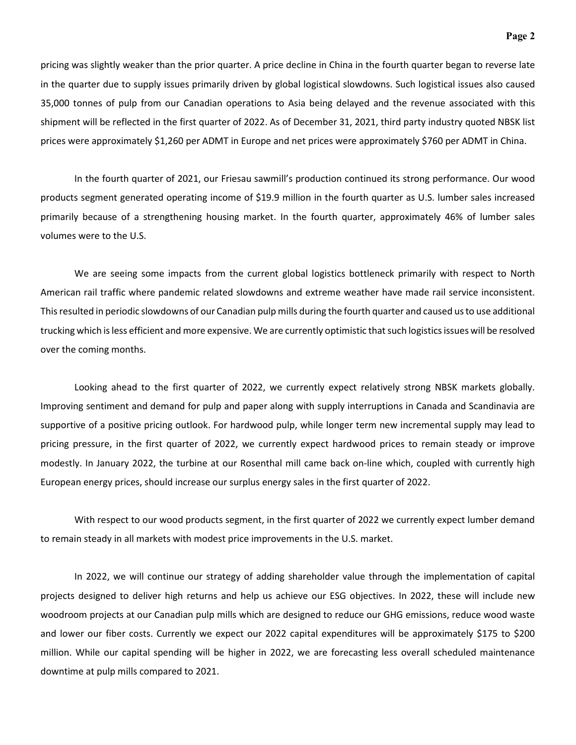pricing was slightly weaker than the prior quarter. A price decline in China in the fourth quarter began to reverse late in the quarter due to supply issues primarily driven by global logistical slowdowns. Such logistical issues also caused 35,000 tonnes of pulp from our Canadian operations to Asia being delayed and the revenue associated with this shipment will be reflected in the first quarter of 2022. As of December 31, 2021, third party industry quoted NBSK list prices were approximately $1,260 per ADMT in Europe and net prices were approximately $760 per ADMT in China.

In the fourth quarter of 2021, our Friesau sawmill's production continued its strong performance. Our wood products segment generated operating income of $19.9 million in the fourth quarter as U.S. lumber sales increased primarily because of a strengthening housing market. In the fourth quarter, approximately 46% of lumber sales volumes were to the U.S.

We are seeing some impacts from the current global logistics bottleneck primarily with respect to North American rail traffic where pandemic related slowdowns and extreme weather have made rail service inconsistent. This resulted in periodic slowdowns of our Canadian pulp mills during the fourth quarter and caused us to use additional trucking which is less efficient and more expensive. We are currently optimistic that such logistics issues will be resolved over the coming months.

Looking ahead to the first quarter of 2022, we currently expect relatively strong NBSK markets globally. Improving sentiment and demand for pulp and paper along with supply interruptions in Canada and Scandinavia are supportive of a positive pricing outlook. For hardwood pulp, while longer term new incremental supply may lead to pricing pressure, in the first quarter of 2022, we currently expect hardwood prices to remain steady or improve modestly. In January 2022, the turbine at our Rosenthal mill came back on-line which, coupled with currently high European energy prices, should increase our surplus energy sales in the first quarter of 2022.

With respect to our wood products segment, in the first quarter of 2022 we currently expect lumber demand to remain steady in all markets with modest price improvements in the U.S. market.

In 2022, we will continue our strategy of adding shareholder value through the implementation of capital projects designed to deliver high returns and help us achieve our ESG objectives. In 2022, these will include new woodroom projects at our Canadian pulp mills which are designed to reduce our GHG emissions, reduce wood waste and lower our fiber costs. Currently we expect our 2022 capital expenditures will be approximately $175 to $200 million. While our capital spending will be higher in 2022, we are forecasting less overall scheduled maintenance downtime at pulp mills compared to 2021.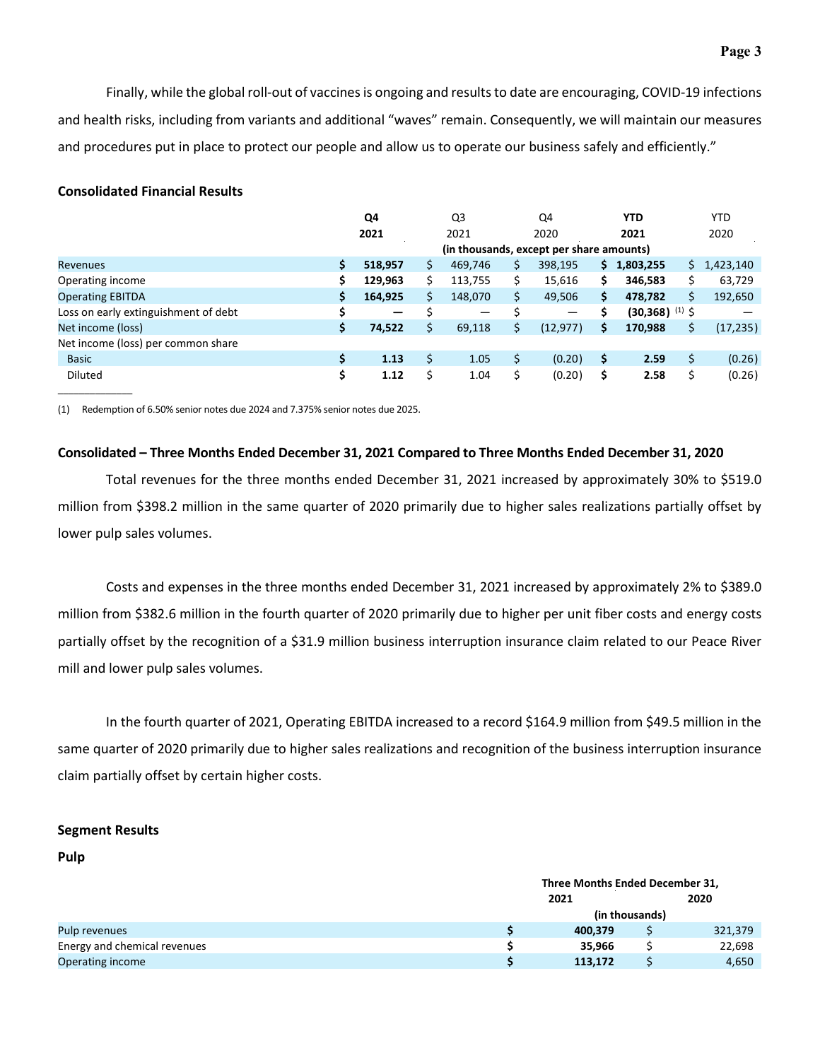Finally, while the global roll-out of vaccines is ongoing and results to date are encouraging, COVID-19 infections and health risks, including from variants and additional "waves" remain. Consequently, we will maintain our measures and procedures put in place to protect our people and allow us to operate our business safely and efficiently."

**Consolidated Financial Results**

| | **Q4 2021** | Q3 2021 | Q4 2020 | **YTD 2021** | YTD 2020 |
|---|---|---|---|---|---|
| | (in thousands, except per share amounts) | | | | |
| Revenues | **$ 518,957** | $ 469,746 | $ 398,195 | **$ 1,803,255** | $ 1,423,140 |
| Operating income | **$ 129,963** | $ 113,755 | $ 15,616 | **$ 346,583** | $ 63,729 |
| Operating EBITDA | **$ 164,925** | $ 148,070 | $ 49,506 | **$ 478,782** | $ 192,650 |
| Loss on early extinguishment of debt | **$ —** | $ — | $ — | **$ (30,368)** [(1)] | $ — |
| Net income (loss) | **$ 74,522** | $ 69,118 | $ (12,977) | **$ 170,988** | $ (17,235) |
| Net income (loss) per common share | | | | | |
| Basic | **$ 1.13** | $ 1.05 | $ (0.20) | **$ 2.59** | $ (0.26) |
| Diluted | **$ 1.12** | $ 1.04 | $ (0.20) | **$ 2.58** | $ (0.26) |

(1) Redemption of 6.50% senior notes due 2024 and 7.375% senior notes due 2025.

**Consolidated – Three Months Ended December 31, 2021 Compared to Three Months Ended December 31, 2020**

Total revenues for the three months ended December 31, 2021 increased by approximately 30% to $519.0 million from $398.2 million in the same quarter of 2020 primarily due to higher sales realizations partially offset by lower pulp sales volumes.

Costs and expenses in the three months ended December 31, 2021 increased by approximately 2% to $389.0 million from $382.6 million in the fourth quarter of 2020 primarily due to higher per unit fiber costs and energy costs partially offset by the recognition of a $31.9 million business interruption insurance claim related to our Peace River mill and lower pulp sales volumes.

In the fourth quarter of 2021, Operating EBITDA increased to a record $164.9 million from $49.5 million in the same quarter of 2020 primarily due to higher sales realizations and recognition of the business interruption insurance claim partially offset by certain higher costs.

**Segment Results**

**Pulp**

| | Three Months Ended December 31, | |
|---|---|---|
| | **2021** | 2020 |
| | (in thousands) | |
| Pulp revenues | **$ 400,379** | $ 321,379 |
| Energy and chemical revenues | **$ 35,966** | $ 22,698 |
| Operating income | **$ 113,172** | $ 4,650 |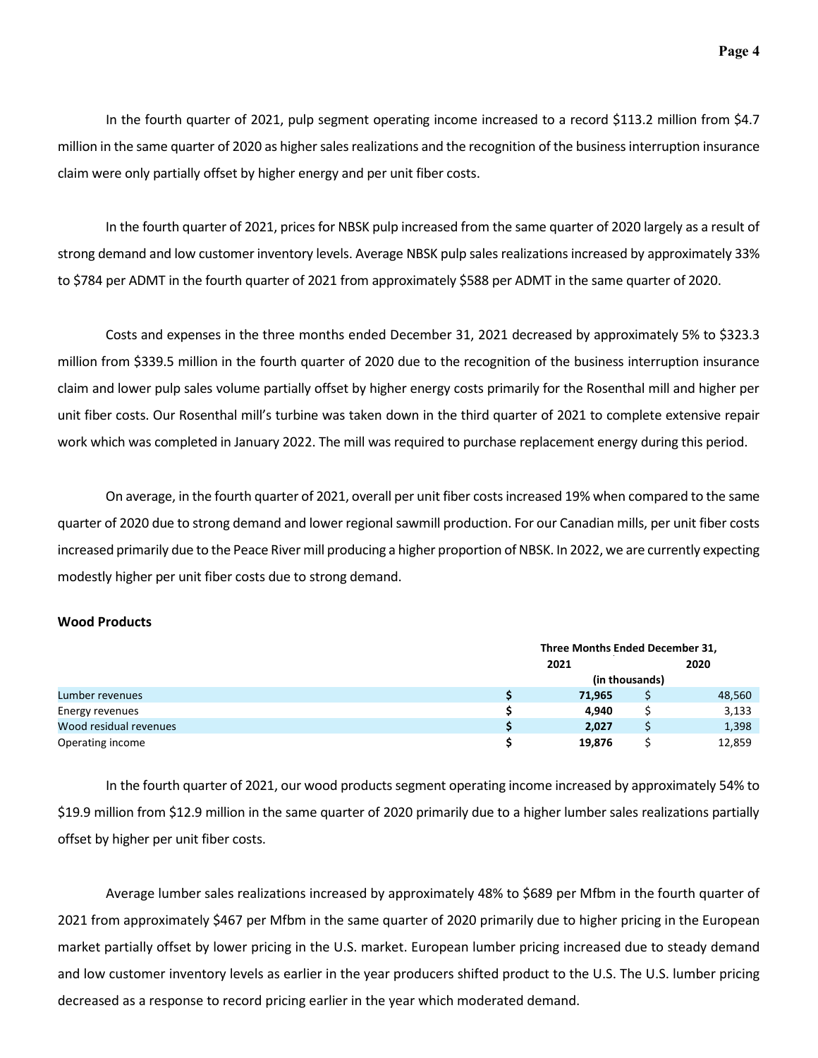In the fourth quarter of 2021, pulp segment operating income increased to a record $113.2 million from $4.7 million in the same quarter of 2020 as higher sales realizations and the recognition of the business interruption insurance claim were only partially offset by higher energy and per unit fiber costs.

In the fourth quarter of 2021, prices for NBSK pulp increased from the same quarter of 2020 largely as a result of strong demand and low customer inventory levels. Average NBSK pulp sales realizations increased by approximately 33% to $784 per ADMT in the fourth quarter of 2021 from approximately $588 per ADMT in the same quarter of 2020.

Costs and expenses in the three months ended December 31, 2021 decreased by approximately 5% to $323.3 million from $339.5 million in the fourth quarter of 2020 due to the recognition of the business interruption insurance claim and lower pulp sales volume partially offset by higher energy costs primarily for the Rosenthal mill and higher per unit fiber costs. Our Rosenthal mill's turbine was taken down in the third quarter of 2021 to complete extensive repair work which was completed in January 2022. The mill was required to purchase replacement energy during this period.

On average, in the fourth quarter of 2021, overall per unit fiber costs increased 19% when compared to the same quarter of 2020 due to strong demand and lower regional sawmill production. For our Canadian mills, per unit fiber costs increased primarily due to the Peace River mill producing a higher proportion of NBSK. In 2022, we are currently expecting modestly higher per unit fiber costs due to strong demand.

**Wood Products**

| | Three Months Ended December 31, | |
|---|---|---|
| | **2021** | **2020** |
| | (in thousands) | |
| Lumber revenues | **$ 71,965** | $ 48,560 |
| Energy revenues | **$ 4,940** | $ 3,133 |
| Wood residual revenues | **$ 2,027** | $ 1,398 |
| Operating income | **$ 19,876** | $ 12,859 |

In the fourth quarter of 2021, our wood products segment operating income increased by approximately 54% to $19.9 million from $12.9 million in the same quarter of 2020 primarily due to a higher lumber sales realizations partially offset by higher per unit fiber costs.

Average lumber sales realizations increased by approximately 48% to $689 per Mfbm in the fourth quarter of 2021 from approximately $467 per Mfbm in the same quarter of 2020 primarily due to higher pricing in the European market partially offset by lower pricing in the U.S. market. European lumber pricing increased due to steady demand and low customer inventory levels as earlier in the year producers shifted product to the U.S. The U.S. lumber pricing decreased as a response to record pricing earlier in the year which moderated demand.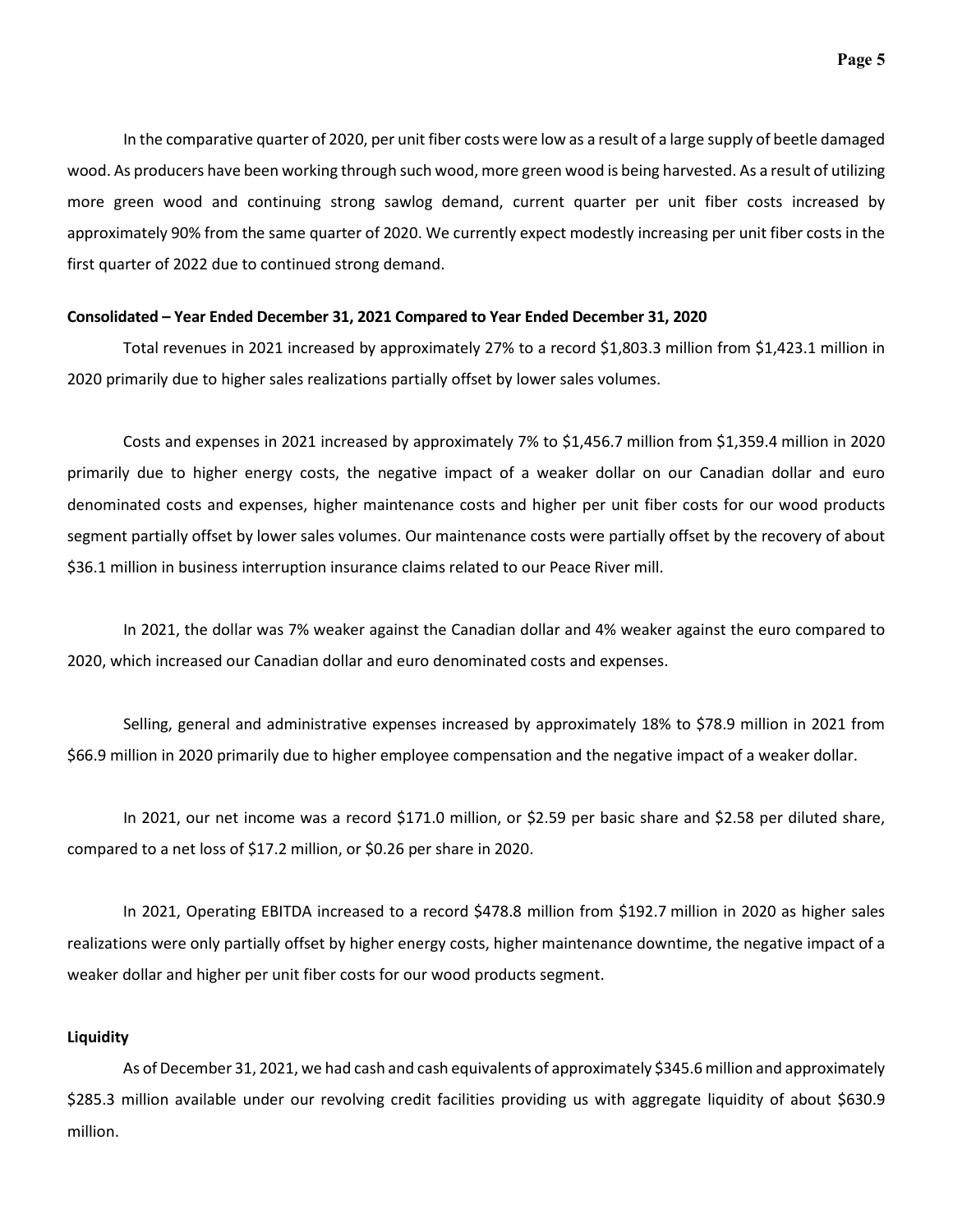In the comparative quarter of 2020, per unit fiber costs were low as a result of a large supply of beetle damaged wood. As producers have been working through such wood, more green wood is being harvested. As a result of utilizing more green wood and continuing strong sawlog demand, current quarter per unit fiber costs increased by approximately 90% from the same quarter of 2020. We currently expect modestly increasing per unit fiber costs in the first quarter of 2022 due to continued strong demand.

**Consolidated – Year Ended December 31, 2021 Compared to Year Ended December 31, 2020**

Total revenues in 2021 increased by approximately 27% to a record $1,803.3 million from $1,423.1 million in 2020 primarily due to higher sales realizations partially offset by lower sales volumes.

Costs and expenses in 2021 increased by approximately 7% to $1,456.7 million from $1,359.4 million in 2020 primarily due to higher energy costs, the negative impact of a weaker dollar on our Canadian dollar and euro denominated costs and expenses, higher maintenance costs and higher per unit fiber costs for our wood products segment partially offset by lower sales volumes. Our maintenance costs were partially offset by the recovery of about $36.1 million in business interruption insurance claims related to our Peace River mill.

In 2021, the dollar was 7% weaker against the Canadian dollar and 4% weaker against the euro compared to 2020, which increased our Canadian dollar and euro denominated costs and expenses.

Selling, general and administrative expenses increased by approximately 18% to $78.9 million in 2021 from $66.9 million in 2020 primarily due to higher employee compensation and the negative impact of a weaker dollar.

In 2021, our net income was a record $171.0 million, or $2.59 per basic share and $2.58 per diluted share, compared to a net loss of $17.2 million, or $0.26 per share in 2020.

In 2021, Operating EBITDA increased to a record $478.8 million from $192.7 million in 2020 as higher sales realizations were only partially offset by higher energy costs, higher maintenance downtime, the negative impact of a weaker dollar and higher per unit fiber costs for our wood products segment.

**Liquidity**

As of December 31, 2021, we had cash and cash equivalents of approximately $345.6 million and approximately $285.3 million available under our revolving credit facilities providing us with aggregate liquidity of about $630.9 million.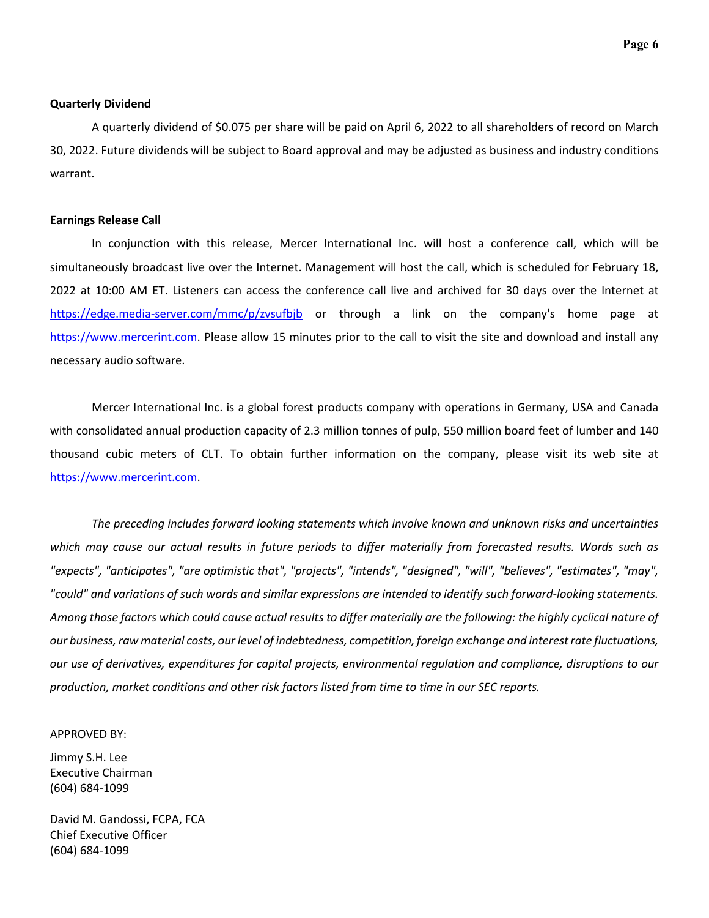**Quarterly Dividend**

A quarterly dividend of $0.075 per share will be paid on April 6, 2022 to all shareholders of record on March 30, 2022. Future dividends will be subject to Board approval and may be adjusted as business and industry conditions warrant.

**Earnings Release Call**

In conjunction with this release, Mercer International Inc. will host a conference call, which will be simultaneously broadcast live over the Internet. Management will host the call, which is scheduled for February 18, 2022 at 10:00 AM ET. Listeners can access the conference call live and archived for 30 days over the Internet at https://edge.media-server.com/mmc/p/zvsufbjb or through a link on the company's home page at https://www.mercerint.com. Please allow 15 minutes prior to the call to visit the site and download and install any necessary audio software.

Mercer International Inc. is a global forest products company with operations in Germany, USA and Canada with consolidated annual production capacity of 2.3 million tonnes of pulp, 550 million board feet of lumber and 140 thousand cubic meters of CLT. To obtain further information on the company, please visit its web site at https://www.mercerint.com.

*The preceding includes forward looking statements which involve known and unknown risks and uncertainties which may cause our actual results in future periods to differ materially from forecasted results. Words such as "expects", "anticipates", "are optimistic that", "projects", "intends", "designed", "will", "believes", "estimates", "may", "could" and variations of such words and similar expressions are intended to identify such forward-looking statements. Among those factors which could cause actual results to differ materially are the following: the highly cyclical nature of our business, raw material costs, our level of indebtedness, competition, foreign exchange and interest rate fluctuations, our use of derivatives, expenditures for capital projects, environmental regulation and compliance, disruptions to our production, market conditions and other risk factors listed from time to time in our SEC reports.*

APPROVED BY:

Jimmy S.H. Lee
Executive Chairman
(604) 684-1099

David M. Gandossi, FCPA, FCA
Chief Executive Officer
(604) 684-1099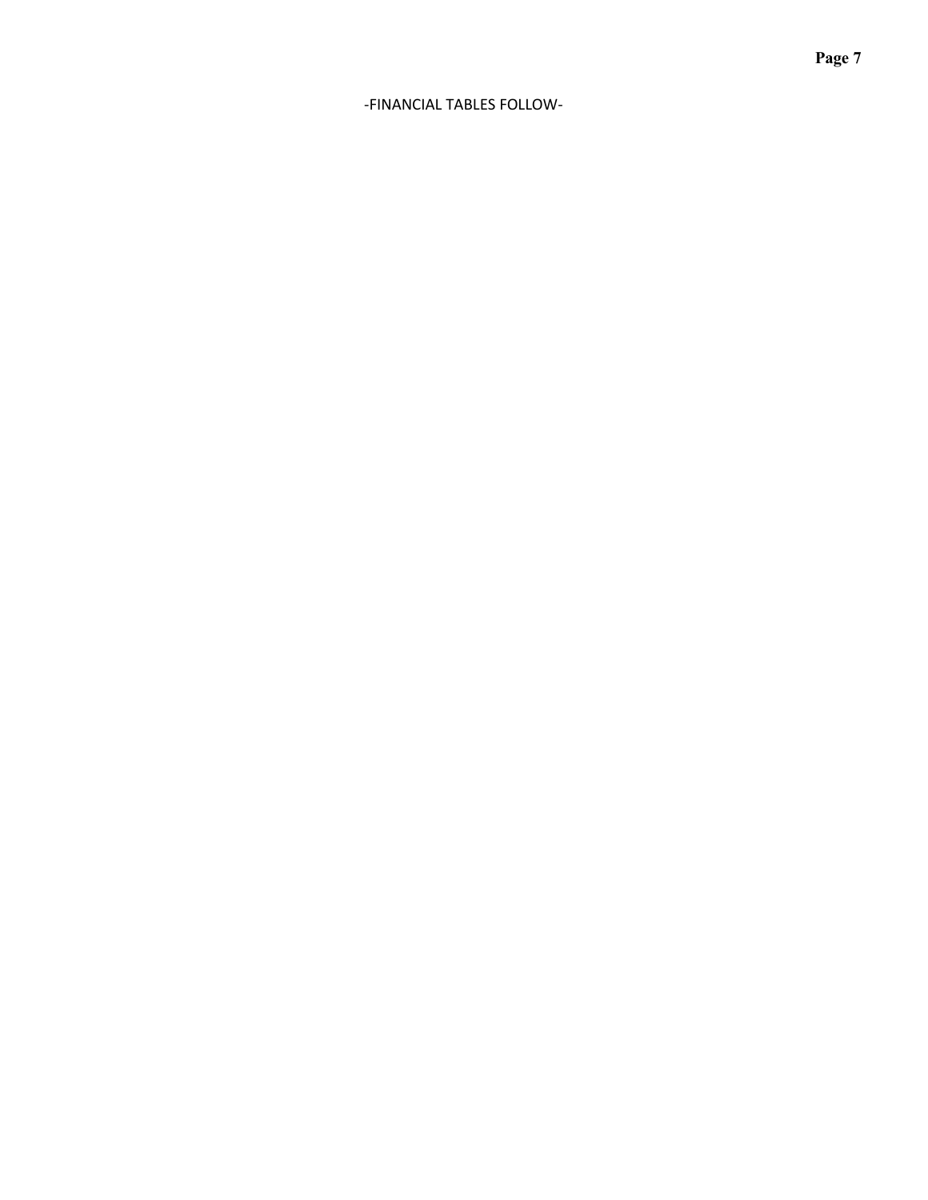-FINANCIAL TABLES FOLLOW-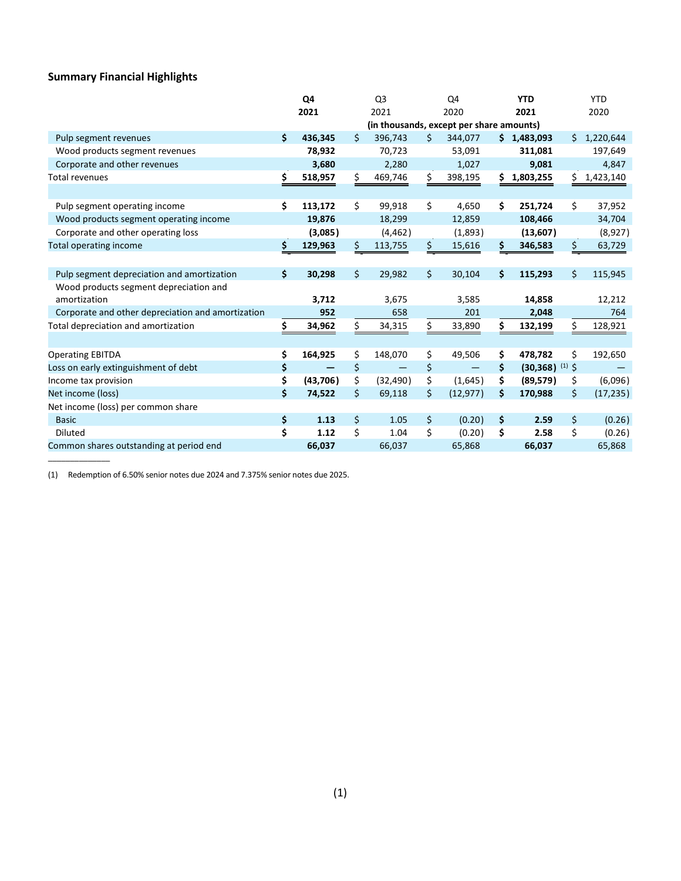## Summary Financial Highlights

| | Q4 2021 | Q3 2021 | Q4 2020 | YTD 2021 | YTD 2020 |
|---|---|---|---|---|---|
| | (in thousands, except per share amounts) | | | | |
| Pulp segment revenues | $ 436,345 | $ 396,743 | $ 344,077 | $ 1,483,093 | $ 1,220,644 |
| Wood products segment revenues | 78,932 | 70,723 | 53,091 | 311,081 | 197,649 |
| Corporate and other revenues | 3,680 | 2,280 | 1,027 | 9,081 | 4,847 |
| Total revenues | $ 518,957 | $ 469,746 | $ 398,195 | $ 1,803,255 | $ 1,423,140 |
| | | | | | |
| Pulp segment operating income | $ 113,172 | $ 99,918 | $ 4,650 | $ 251,724 | $ 37,952 |
| Wood products segment operating income | 19,876 | 18,299 | 12,859 | 108,466 | 34,704 |
| Corporate and other operating loss | (3,085) | (4,462) | (1,893) | (13,607) | (8,927) |
| Total operating income | $ 129,963 | $ 113,755 | $ 15,616 | $ 346,583 | $ 63,729 |
| | | | | | |
| Pulp segment depreciation and amortization | $ 30,298 | $ 29,982 | $ 30,104 | $ 115,293 | $ 115,945 |
| Wood products segment depreciation and amortization | 3,712 | 3,675 | 3,585 | 14,858 | 12,212 |
| Corporate and other depreciation and amortization | 952 | 658 | 201 | 2,048 | 764 |
| Total depreciation and amortization | $ 34,962 | $ 34,315 | $ 33,890 | $ 132,199 | $ 128,921 |
| | | | | | |
| Operating EBITDA | $ 164,925 | $ 148,070 | $ 49,506 | $ 478,782 | $ 192,650 |
| Loss on early extinguishment of debt | $ — | $ — | $ — | $ (30,368) [(1)] | $ — |
| Income tax provision | $ (43,706) | $ (32,490) | $ (1,645) | $ (89,579) | $ (6,096) |
| Net income (loss) | $ 74,522 | $ 69,118 | $ (12,977) | $ 170,988 | $ (17,235) |
| Net income (loss) per common share | | | | | |
| Basic | $ 1.13 | $ 1.05 | $ (0.20) | $ 2.59 | $ (0.26) |
| Diluted | $ 1.12 | $ 1.04 | $ (0.20) | $ 2.58 | $ (0.26) |
| Common shares outstanding at period end | 66,037 | 66,037 | 65,868 | 66,037 | 65,868 |

(1) Redemption of 6.50% senior notes due 2024 and 7.375% senior notes due 2025.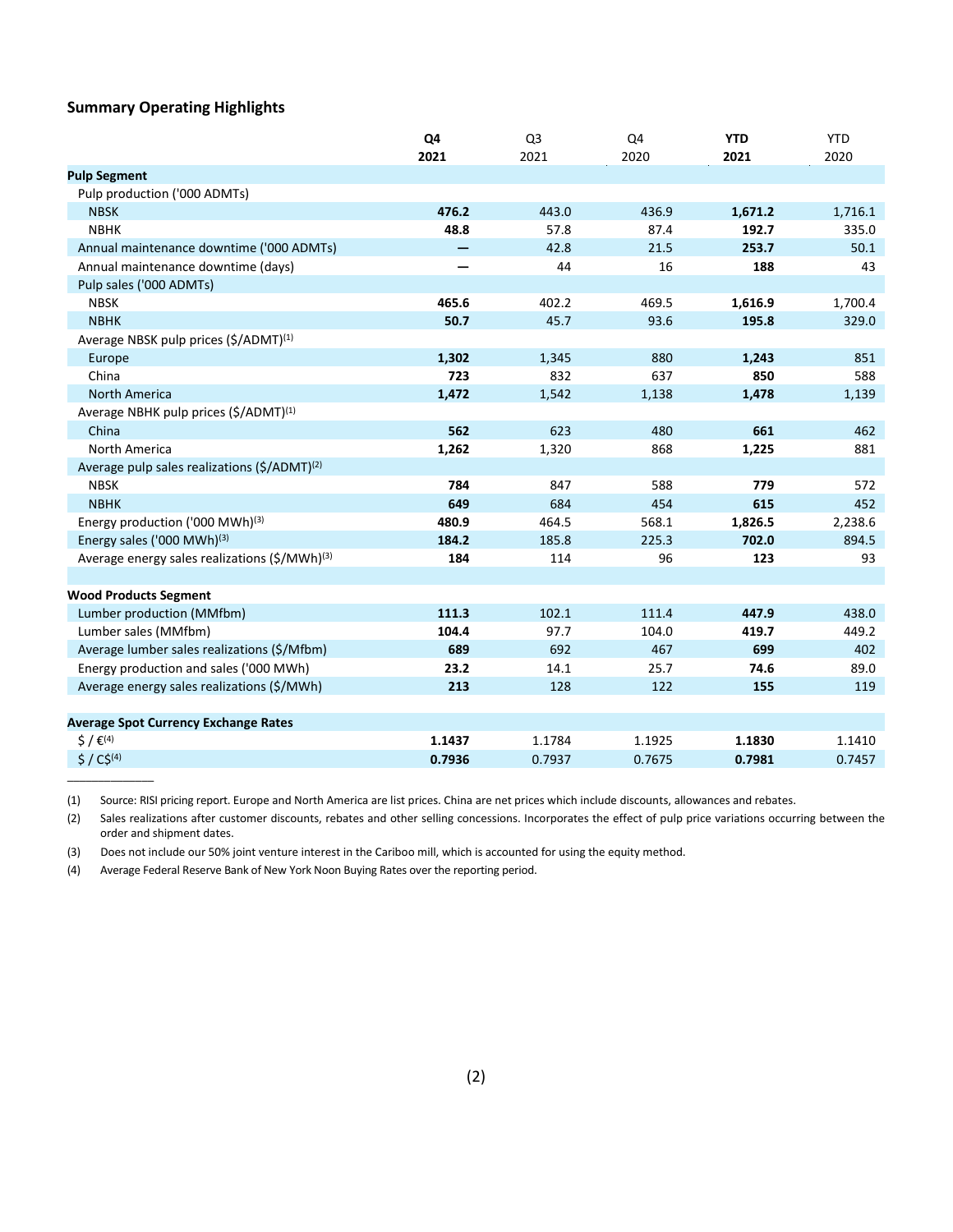## Summary Operating Highlights

| | **Q4 2021** | Q3 2021 | Q4 2020 | **YTD 2021** | YTD 2020 |
|---|---|---|---|---|---|
| **Pulp Segment** | | | | | |
| Pulp production ('000 ADMTs) | | | | | |
| NBSK | **476.2** | 443.0 | 436.9 | **1,671.2** | 1,716.1 |
| NBHK | **48.8** | 57.8 | 87.4 | **192.7** | 335.0 |
| Annual maintenance downtime ('000 ADMTs) | **—** | 42.8 | 21.5 | **253.7** | 50.1 |
| Annual maintenance downtime (days) | **—** | 44 | 16 | **188** | 43 |
| Pulp sales ('000 ADMTs) | | | | | |
| NBSK | **465.6** | 402.2 | 469.5 | **1,616.9** | 1,700.4 |
| NBHK | **50.7** | 45.7 | 93.6 | **195.8** | 329.0 |
| Average NBSK pulp prices ($/ADMT)(1) | | | | | |
| Europe | **1,302** | 1,345 | 880 | **1,243** | 851 |
| China | **723** | 832 | 637 | **850** | 588 |
| North America | **1,472** | 1,542 | 1,138 | **1,478** | 1,139 |
| Average NBHK pulp prices ($/ADMT)(1) | | | | | |
| China | **562** | 623 | 480 | **661** | 462 |
| North America | **1,262** | 1,320 | 868 | **1,225** | 881 |
| Average pulp sales realizations ($/ADMT)(2) | | | | | |
| NBSK | **784** | 847 | 588 | **779** | 572 |
| NBHK | **649** | 684 | 454 | **615** | 452 |
| Energy production ('000 MWh)(3) | **480.9** | 464.5 | 568.1 | **1,826.5** | 2,238.6 |
| Energy sales ('000 MWh)(3) | **184.2** | 185.8 | 225.3 | **702.0** | 894.5 |
| Average energy sales realizations ($/MWh)(3) | **184** | 114 | 96 | **123** | 93 |
| | | | | | |
| **Wood Products Segment** | | | | | |
| Lumber production (MMfbm) | **111.3** | 102.1 | 111.4 | **447.9** | 438.0 |
| Lumber sales (MMfbm) | **104.4** | 97.7 | 104.0 | **419.7** | 449.2 |
| Average lumber sales realizations ($/Mfbm) | **689** | 692 | 467 | **699** | 402 |
| Energy production and sales ('000 MWh) | **23.2** | 14.1 | 25.7 | **74.6** | 89.0 |
| Average energy sales realizations ($/MWh) | **213** | 128 | 122 | **155** | 119 |
| | | | | | |
| **Average Spot Currency Exchange Rates** | | | | | |
| $ / €(4) | **1.1437** | 1.1784 | 1.1925 | **1.1830** | 1.1410 |
| $ / C$(4) | **0.7936** | 0.7937 | 0.7675 | **0.7981** | 0.7457 |

(1) Source: RISI pricing report. Europe and North America are list prices. China are net prices which include discounts, allowances and rebates.

(2) Sales realizations after customer discounts, rebates and other selling concessions. Incorporates the effect of pulp price variations occurring between the order and shipment dates.

(3) Does not include our 50% joint venture interest in the Cariboo mill, which is accounted for using the equity method.

(4) Average Federal Reserve Bank of New York Noon Buying Rates over the reporting period.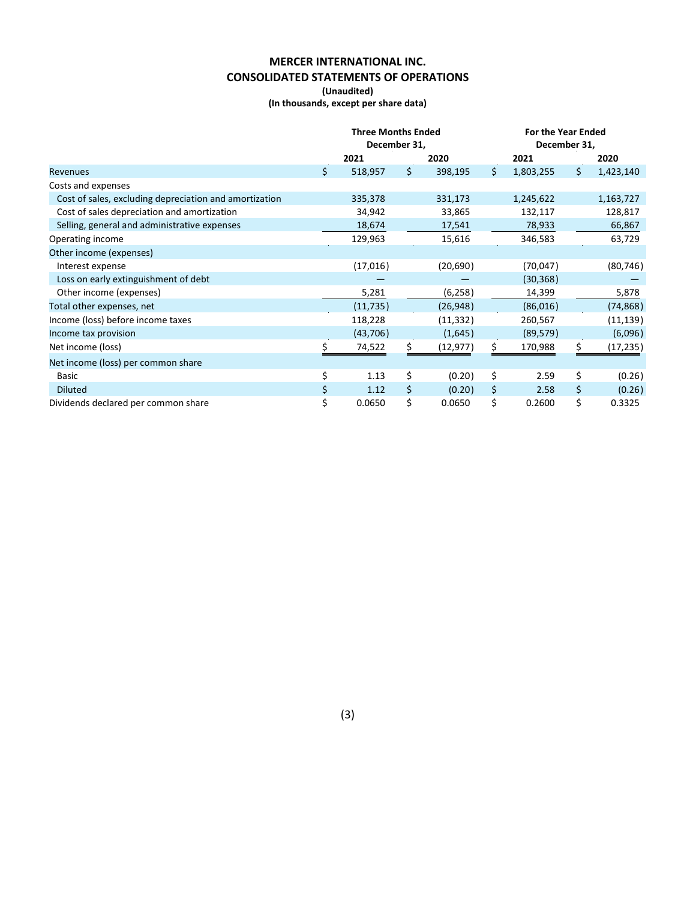# MERCER INTERNATIONAL INC.

## CONSOLIDATED STATEMENTS OF OPERATIONS

**(Unaudited)**

**(In thousands, except per share data)**

| | Three Months Ended December 31, | | For the Year Ended December 31, | |
|---|---|---|---|---|
| | **2021** | **2020** | **2021** | **2020** |
| Revenues | $ 518,957 | $ 398,195 | $ 1,803,255 | $ 1,423,140 |
| Costs and expenses | | | | |
| Cost of sales, excluding depreciation and amortization | 335,378 | 331,173 | 1,245,622 | 1,163,727 |
| Cost of sales depreciation and amortization | 34,942 | 33,865 | 132,117 | 128,817 |
| Selling, general and administrative expenses | 18,674 | 17,541 | 78,933 | 66,867 |
| Operating income | 129,963 | 15,616 | 346,583 | 63,729 |
| Other income (expenses) | | | | |
| Interest expense | (17,016) | (20,690) | (70,047) | (80,746) |
| Loss on early extinguishment of debt | — | — | (30,368) | — |
| Other income (expenses) | 5,281 | (6,258) | 14,399 | 5,878 |
| Total other expenses, net | (11,735) | (26,948) | (86,016) | (74,868) |
| Income (loss) before income taxes | 118,228 | (11,332) | 260,567 | (11,139) |
| Income tax provision | (43,706) | (1,645) | (89,579) | (6,096) |
| Net income (loss) | $ 74,522 | $ (12,977) | $ 170,988 | $ (17,235) |
| Net income (loss) per common share | | | | |
| Basic | $ 1.13 | $ (0.20) | $ 2.59 | $ (0.26) |
| Diluted | $ 1.12 | $ (0.20) | $ 2.58 | $ (0.26) |
| Dividends declared per common share | $ 0.0650 | $ 0.0650 | $ 0.2600 | $ 0.3325 |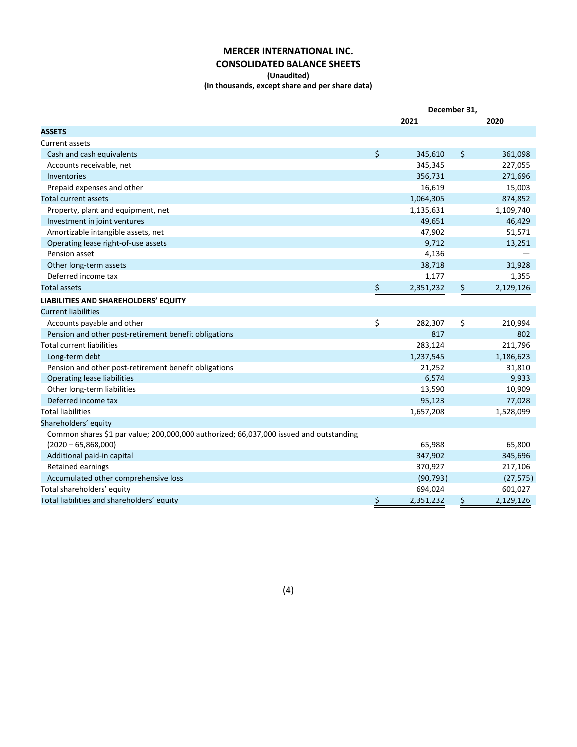# MERCER INTERNATIONAL INC.

## CONSOLIDATED BALANCE SHEETS

**(Unaudited)**

**(In thousands, except share and per share data)**

| | December 31, | |
|---|---|---|
| | **2021** | **2020** |
| **ASSETS** | | |
| Current assets | | |
| Cash and cash equivalents | $ 345,610 | $ 361,098 |
| Accounts receivable, net | 345,345 | 227,055 |
| Inventories | 356,731 | 271,696 |
| Prepaid expenses and other | 16,619 | 15,003 |
| Total current assets | 1,064,305 | 874,852 |
| Property, plant and equipment, net | 1,135,631 | 1,109,740 |
| Investment in joint ventures | 49,651 | 46,429 |
| Amortizable intangible assets, net | 47,902 | 51,571 |
| Operating lease right-of-use assets | 9,712 | 13,251 |
| Pension asset | 4,136 | — |
| Other long-term assets | 38,718 | 31,928 |
| Deferred income tax | 1,177 | 1,355 |
| Total assets | $ 2,351,232 | $ 2,129,126 |
| **LIABILITIES AND SHAREHOLDERS' EQUITY** | | |
| Current liabilities | | |
| Accounts payable and other | $ 282,307 | $ 210,994 |
| Pension and other post-retirement benefit obligations | 817 | 802 |
| Total current liabilities | 283,124 | 211,796 |
| Long-term debt | 1,237,545 | 1,186,623 |
| Pension and other post-retirement benefit obligations | 21,252 | 31,810 |
| Operating lease liabilities | 6,574 | 9,933 |
| Other long-term liabilities | 13,590 | 10,909 |
| Deferred income tax | 95,123 | 77,028 |
| Total liabilities | 1,657,208 | 1,528,099 |
| Shareholders' equity | | |
| Common shares $1 par value; 200,000,000 authorized; 66,037,000 issued and outstanding (2020 – 65,868,000) | 65,988 | 65,800 |
| Additional paid-in capital | 347,902 | 345,696 |
| Retained earnings | 370,927 | 217,106 |
| Accumulated other comprehensive loss | (90,793) | (27,575) |
| Total shareholders' equity | 694,024 | 601,027 |
| Total liabilities and shareholders' equity | $ 2,351,232 | $ 2,129,126 |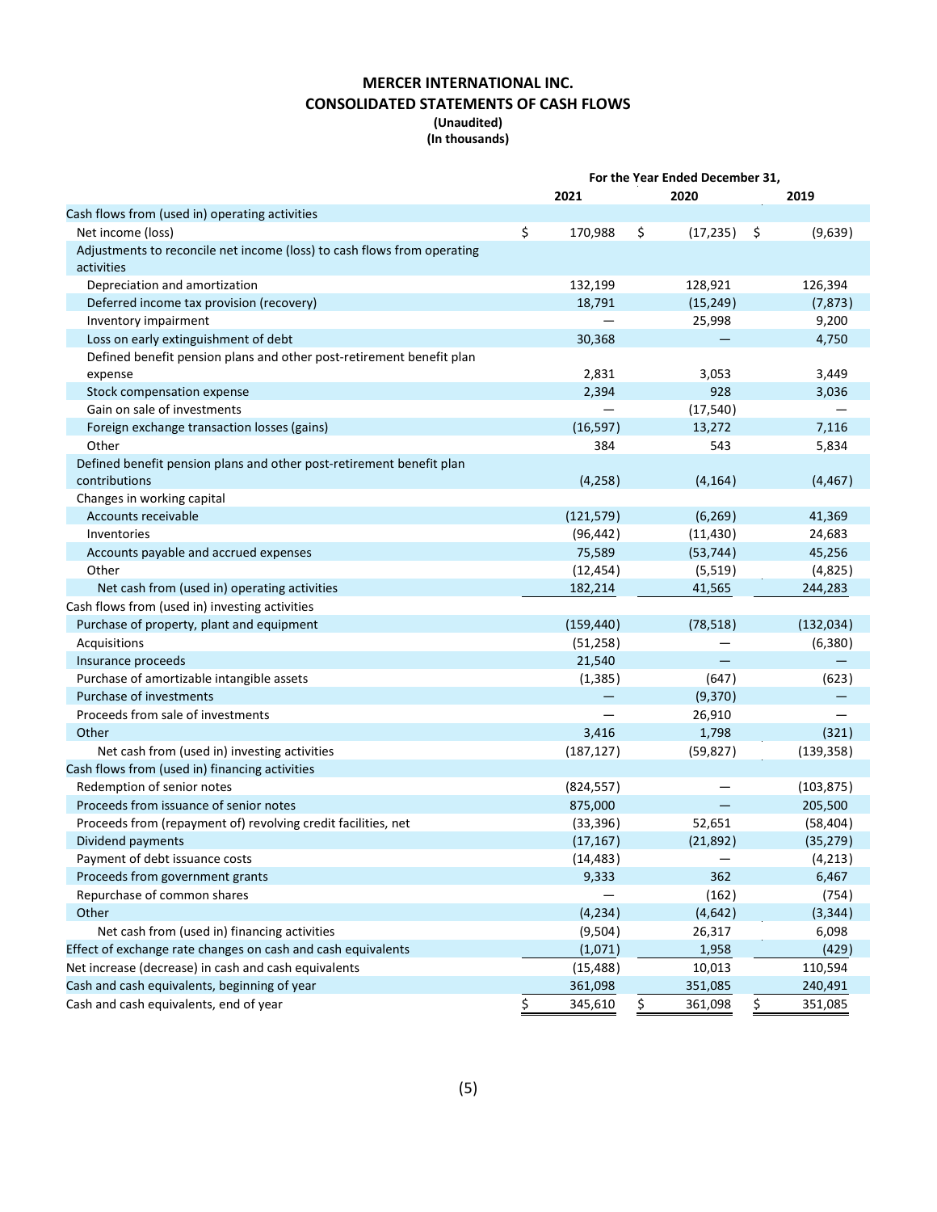# MERCER INTERNATIONAL INC.
## CONSOLIDATED STATEMENTS OF CASH FLOWS
**(Unaudited)**
**(In thousands)**

| | For the Year Ended December 31, | | |
|---|---|---|---|
| | 2021 | 2020 | 2019 |
| Cash flows from (used in) operating activities | | | |
| Net income (loss) | $ 170,988 | $ (17,235) | $ (9,639) |
| Adjustments to reconcile net income (loss) to cash flows from operating activities | | | |
| Depreciation and amortization | 132,199 | 128,921 | 126,394 |
| Deferred income tax provision (recovery) | 18,791 | (15,249) | (7,873) |
| Inventory impairment | — | 25,998 | 9,200 |
| Loss on early extinguishment of debt | 30,368 | — | 4,750 |
| Defined benefit pension plans and other post-retirement benefit plan expense | 2,831 | 3,053 | 3,449 |
| Stock compensation expense | 2,394 | 928 | 3,036 |
| Gain on sale of investments | — | (17,540) | — |
| Foreign exchange transaction losses (gains) | (16,597) | 13,272 | 7,116 |
| Other | 384 | 543 | 5,834 |
| Defined benefit pension plans and other post-retirement benefit plan contributions | (4,258) | (4,164) | (4,467) |
| Changes in working capital | | | |
| Accounts receivable | (121,579) | (6,269) | 41,369 |
| Inventories | (96,442) | (11,430) | 24,683 |
| Accounts payable and accrued expenses | 75,589 | (53,744) | 45,256 |
| Other | (12,454) | (5,519) | (4,825) |
| Net cash from (used in) operating activities | 182,214 | 41,565 | 244,283 |
| Cash flows from (used in) investing activities | | | |
| Purchase of property, plant and equipment | (159,440) | (78,518) | (132,034) |
| Acquisitions | (51,258) | — | (6,380) |
| Insurance proceeds | 21,540 | — | — |
| Purchase of amortizable intangible assets | (1,385) | (647) | (623) |
| Purchase of investments | — | (9,370) | — |
| Proceeds from sale of investments | — | 26,910 | — |
| Other | 3,416 | 1,798 | (321) |
| Net cash from (used in) investing activities | (187,127) | (59,827) | (139,358) |
| Cash flows from (used in) financing activities | | | |
| Redemption of senior notes | (824,557) | — | (103,875) |
| Proceeds from issuance of senior notes | 875,000 | — | 205,500 |
| Proceeds from (repayment of) revolving credit facilities, net | (33,396) | 52,651 | (58,404) |
| Dividend payments | (17,167) | (21,892) | (35,279) |
| Payment of debt issuance costs | (14,483) | — | (4,213) |
| Proceeds from government grants | 9,333 | 362 | 6,467 |
| Repurchase of common shares | — | (162) | (754) |
| Other | (4,234) | (4,642) | (3,344) |
| Net cash from (used in) financing activities | (9,504) | 26,317 | 6,098 |
| Effect of exchange rate changes on cash and cash equivalents | (1,071) | 1,958 | (429) |
| Net increase (decrease) in cash and cash equivalents | (15,488) | 10,013 | 110,594 |
| Cash and cash equivalents, beginning of year | 361,098 | 351,085 | 240,491 |
| Cash and cash equivalents, end of year | $ 345,610 | $ 361,098 | $ 351,085 |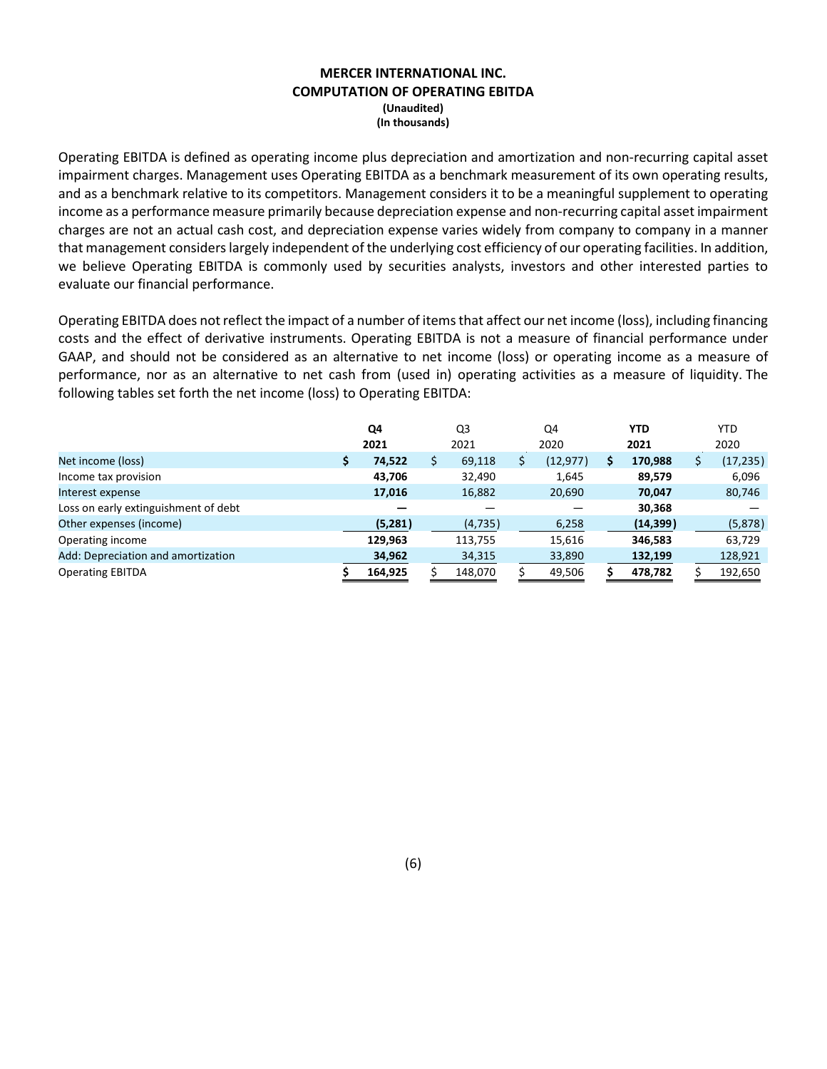# MERCER INTERNATIONAL INC.
## COMPUTATION OF OPERATING EBITDA
**(Unaudited)**
**(In thousands)**

Operating EBITDA is defined as operating income plus depreciation and amortization and non-recurring capital asset impairment charges. Management uses Operating EBITDA as a benchmark measurement of its own operating results, and as a benchmark relative to its competitors. Management considers it to be a meaningful supplement to operating income as a performance measure primarily because depreciation expense and non-recurring capital asset impairment charges are not an actual cash cost, and depreciation expense varies widely from company to company in a manner that management considers largely independent of the underlying cost efficiency of our operating facilities. In addition, we believe Operating EBITDA is commonly used by securities analysts, investors and other interested parties to evaluate our financial performance.

Operating EBITDA does not reflect the impact of a number of items that affect our net income (loss), including financing costs and the effect of derivative instruments. Operating EBITDA is not a measure of financial performance under GAAP, and should not be considered as an alternative to net income (loss) or operating income as a measure of performance, nor as an alternative to net cash from (used in) operating activities as a measure of liquidity. The following tables set forth the net income (loss) to Operating EBITDA:

| | **Q4 2021** | Q3 2021 | Q4 2020 | **YTD 2021** | YTD 2020 |
|---|---|---|---|---|---|
| Net income (loss) | **$ 74,522** | $ 69,118 | $ (12,977) | **$ 170,988** | $ (17,235) |
| Income tax provision | **43,706** | 32,490 | 1,645 | **89,579** | 6,096 |
| Interest expense | **17,016** | 16,882 | 20,690 | **70,047** | 80,746 |
| Loss on early extinguishment of debt | **—** | — | — | **30,368** | — |
| Other expenses (income) | **(5,281)** | (4,735) | 6,258 | **(14,399)** | (5,878) |
| Operating income | **129,963** | 113,755 | 15,616 | **346,583** | 63,729 |
| Add: Depreciation and amortization | **34,962** | 34,315 | 33,890 | **132,199** | 128,921 |
| Operating EBITDA | **$ 164,925** | $ 148,070 | $ 49,506 | **$ 478,782** | $ 192,650 |